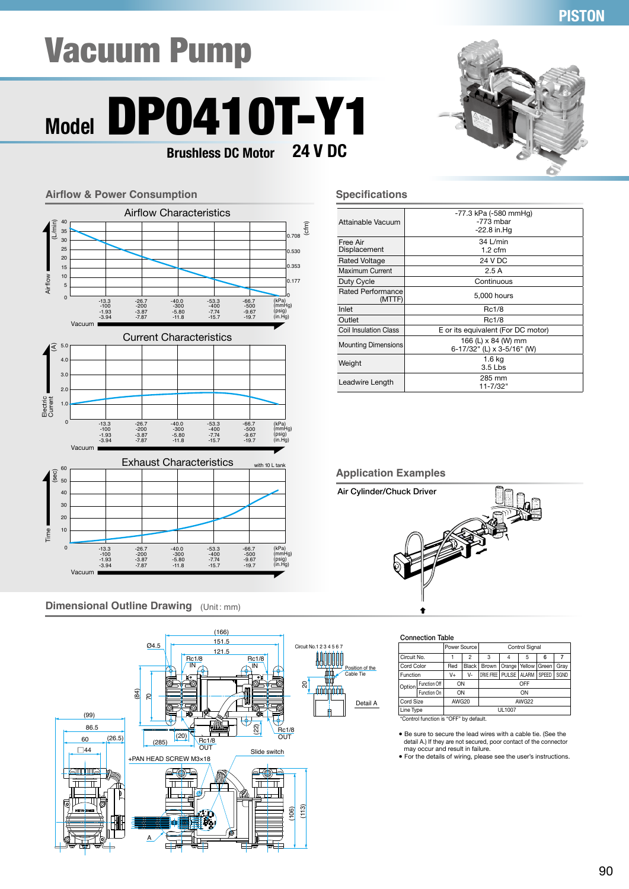PISTON

# Vacuum Pump

## Model DP0410T-Y1

**Brushless DC Motor** **24 V DC**

## Airflow & Power Consumption

### Airflow Characteristics

### Current Characteristics

### Exhaust Characteristics

with 10 L tank

## Specifications

| | |
|---|---|
| Attainable Vacuum | -77.3 kPa (-580 mmHg)<br>-773 mbar<br>-22.8 in.Hg |
| Free Air Displacement | 34 L/min<br>1.2 cfm |
| Rated Voltage | 24 V DC |
| Maximum Current | 2.5 A |
| Duty Cycle | Continuous |
| Rated Performance (MTTF) | 5,000 hours |
| Inlet | Rc1/8 |
| Outlet | Rc1/8 |
| Coil Insulation Class | E or its equivalent (For DC motor) |
| Mounting Dimensions | 166 (L) x 84 (W) mm<br>6-17/32" (L) x 3-5/16" (W) |
| Weight | 1.6 kg<br>3.5 Lbs |
| Leadwire Length | 285 mm<br>11-7/32" |

## Application Examples

Air Cylinder/Chuck Driver

## Dimensional Outline Drawing (Unit: mm)

Connection Table

| | | Power Source | | Control Signal | | | | |
|---|---|---|---|---|---|---|---|---|
| Circuit No. | | 1 | 2 | 3 | 4 | 5 | 6 | 7 |
| Cord Color | | Red | Black | Brown | Orange | Yellow | Green | Gray |
| Function | | V+ | V- | DRIVE FREE | PULSE | ALARM | SPEED | SGND |
| Option | Function Off | ON | | OFF | | | | |
| | Function On | ON | | ON | | | | |
| Cord Size | | AWG20 | | AWG22 | | | | |
| Line Type | | UL1007 | | | | | | |

*Control function is "OFF" by default.

- Be sure to secure the lead wires with a cable tie. (See the detail A.) If they are not secured, poor contact of the connector may occur and result in failure.
- For the details of wiring, please see the user's instructions.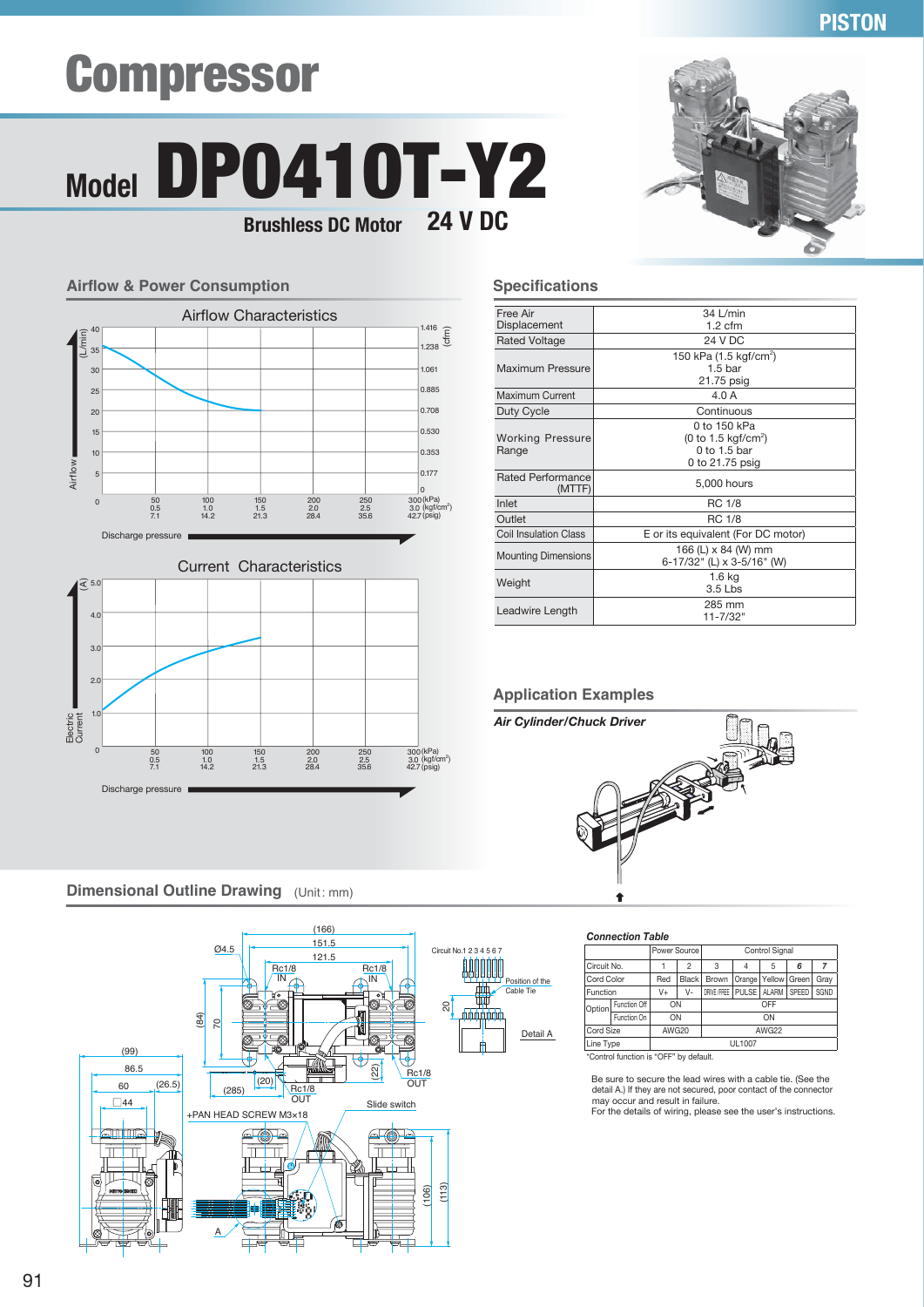# Compressor

## Model DP0410T-Y2

**Brushless DC Motor** **24 V DC**

## Airflow & Power Consumption

### Airflow Characteristics

Airflow (L/min): 0, 5, 10, 15, 20, 25, 30, 35, 40

(cfm): 0, 0.177, 0.353, 0.530, 0.708, 0.885, 1.061, 1.238, 1.416

Discharge pressure: 50 / 0.5 / 7.1; 100 / 1.0 / 14.2; 150 / 1.5 / 21.3; 200 / 2.0 / 28.4; 250 / 2.5 / 35.6; 300 (kPa) / 3.0 (kgf/cm²) / 42.7 (psig)

### Current Characteristics

Electric Current (A): 0, 1.0, 2.0, 3.0, 4.0, 5.0

Discharge pressure: 50 / 0.5 / 7.1; 100 / 1.0 / 14.2; 150 / 1.5 / 21.3; 200 / 2.0 / 28.4; 250 / 2.5 / 35.6; 300 (kPa) / 3.0 (kgf/cm²) / 42.7 (psig)

## Specifications

| | |
|---|---|
| Free Air Displacement | 34 L/min<br>1.2 cfm |
| Rated Voltage | 24 V DC |
| Maximum Pressure | 150 kPa (1.5 kgf/cm²)<br>1.5 bar<br>21.75 psig |
| Maximum Current | 4.0 A |
| Duty Cycle | Continuous |
| Working Pressure Range | 0 to 150 kPa<br>(0 to 1.5 kgf/cm²)<br>0 to 1.5 bar<br>0 to 21.75 psig |
| Rated Performance (MTTF) | 5,000 hours |
| Inlet | RC 1/8 |
| Outlet | RC 1/8 |
| Coil Insulation Class | E or its equivalent (For DC motor) |
| Mounting Dimensions | 166 (L) x 84 (W) mm<br>6-17/32" (L) x 3-5/16" (W) |
| Weight | 1.6 kg<br>3.5 Lbs |
| Leadwire Length | 285 mm<br>11-7/32" |

## Application Examples

*Air Cylinder/Chuck Driver*

## Dimensional Outline Drawing (Unit: mm)

(166), 151.5, 121.5, Ø4.5, Rc1/8 IN, Rc1/8 IN, (84), 70, (22), Rc1/8 OUT, (20), Rc1/8 OUT, (285), (99), 86.5, 60, (26.5), □44, +PAN HEAD SCREW M3×18, Slide switch, A, (106), (113)

Circuit No.1 2 3 4 5 6 7, 20, Position of the Cable Tie, Detail A

*Connection Table*

| | | Power Source | | Control Signal | | | | |
|---|---|---|---|---|---|---|---|---|
| Circuit No. | | 1 | 2 | 3 | 4 | 5 | 6 | 7 |
| Cord Color | | Red | Black | Brown | Orange | Yellow | Green | Gray |
| Function | | V+ | V- | DRIVE/FREE | PULSE | ALARM | SPEED | SGND |
| Option | Function Off | ON | | OFF | | | | |
| | Function On | ON | | ON | | | | |
| Cord Size | | AWG20 | | AWG22 | | | | |
| Line Type | | UL1007 | | | | | | |

*Control function is "OFF" by default.

Be sure to secure the lead wires with a cable tie. (See the detail A.) If they are not secured, poor contact of the connector may occur and result in failure.
For the details of wiring, please see the user's instructions.